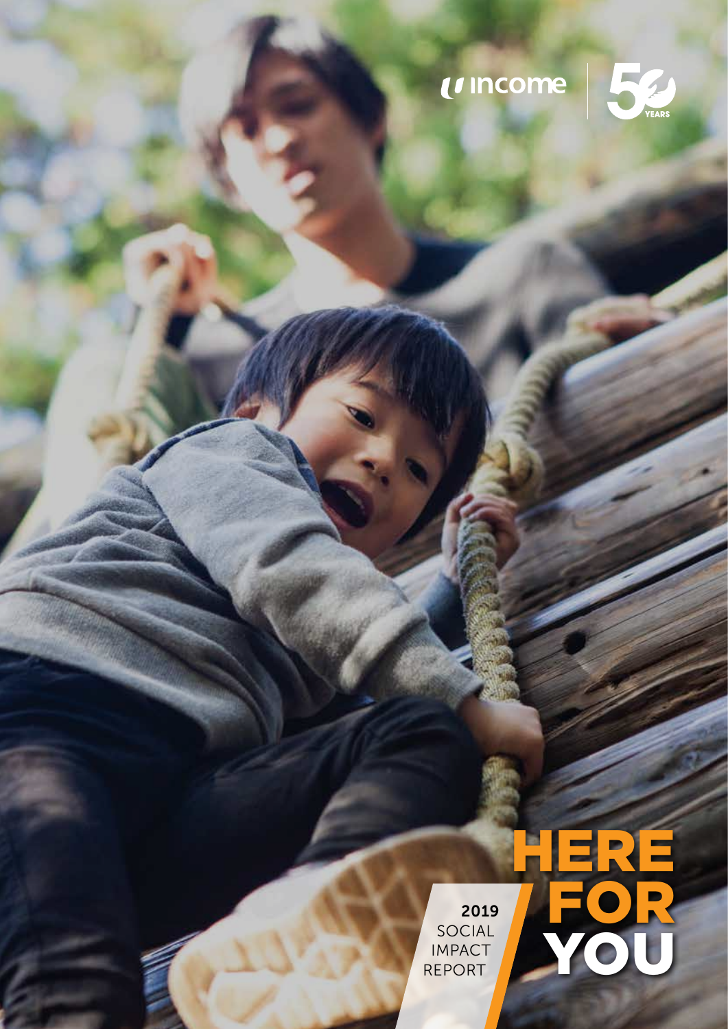income | 50 YEARS

# HERE FOR YOU

2019
SOCIAL
IMPACT
REPORT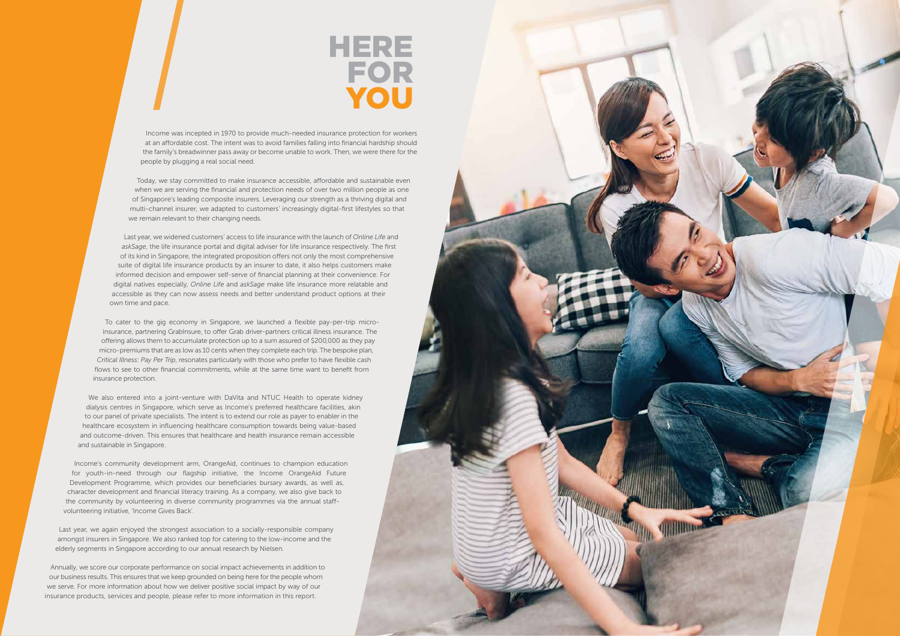# HERE FOR YOU

Income was incepted in 1970 to provide much-needed insurance protection for workers at an affordable cost. The intent was to avoid families falling into financial hardship should the family's breadwinner pass away or become unable to work. Then, we were there for the people by plugging a real social need.

Today, we stay committed to make insurance accessible, affordable and sustainable even when we are serving the financial and protection needs of over two million people as one of Singapore's leading composite insurers. Leveraging our strength as a thriving digital and multi-channel insurer, we adapted to customers' increasingly digital-first lifestyles so that we remain relevant to their changing needs.

Last year, we widened customers' access to life insurance with the launch of *Online Life* and *askSage*, the life insurance portal and digital adviser for life insurance respectively. The first of its kind in Singapore, the integrated proposition offers not only the most comprehensive suite of digital life insurance products by an insurer to date, it also helps customers make informed decision and empower self-serve of financial planning at their convenience. For digital natives especially, *Online Life* and *askSage* make life insurance more relatable and accessible as they can now assess needs and better understand product options at their own time and pace.

To cater to the gig economy in Singapore, we launched a flexible pay-per-trip micro-insurance, partnering GrabInsure, to offer Grab driver-partners critical illness insurance. The offering allows them to accumulate protection up to a sum assured of $200,000 as they pay micro-premiums that are as low as 10 cents when they complete each trip. The bespoke plan, *Critical Illness: Pay Per Trip*, resonates particularly with those who prefer to have flexible cash flows to see to other financial commitments, while at the same time want to benefit from insurance protection.

We also entered into a joint-venture with DaVita and NTUC Health to operate kidney dialysis centres in Singapore, which serve as Income's preferred healthcare facilities, akin to our panel of private specialists. The intent is to extend our role as payer to enabler in the healthcare ecosystem in influencing healthcare consumption towards being value-based and outcome-driven. This ensures that healthcare and health insurance remain accessible and sustainable in Singapore.

Income's community development arm, OrangeAid, continues to champion education for youth-in-need through our flagship initiative, the Income OrangeAid Future Development Programme, which provides our beneficiaries bursary awards, as well as, character development and financial literacy training. As a company, we also give back to the community by volunteering in diverse community programmes via the annual staff-volunteering initiative, 'Income Gives Back'.

Last year, we again enjoyed the strongest association to a socially-responsible company amongst insurers in Singapore. We also ranked top for catering to the low-income and the elderly segments in Singapore according to our annual research by Nielsen.

Annually, we score our corporate performance on social impact achievements in addition to our business results. This ensures that we keep grounded on being here for the people whom we serve. For more information about how we deliver positive social impact by way of our insurance products, services and people, please refer to more information in this report.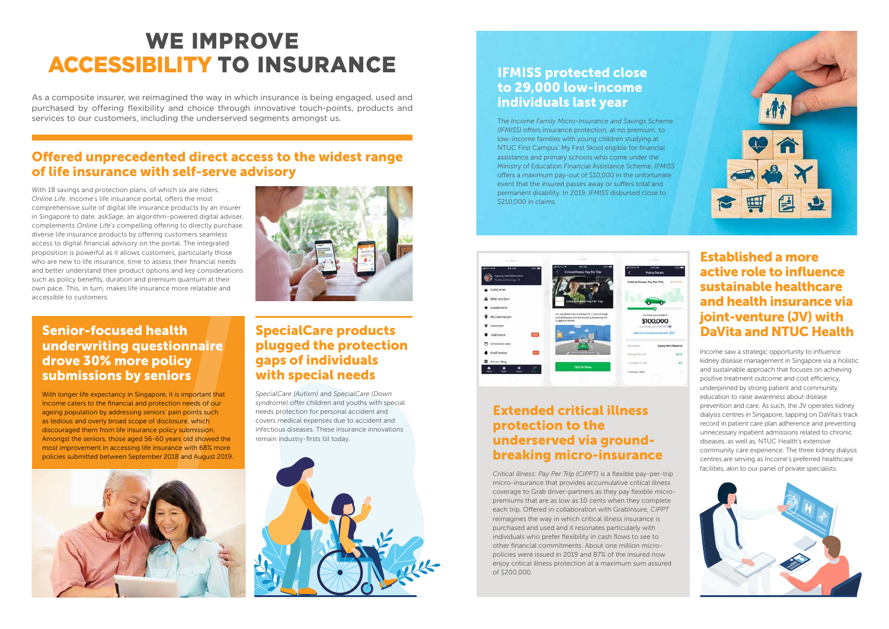# WE IMPROVE ACCESSIBILITY TO INSURANCE

As a composite insurer, we reimagined the way in which insurance is being engaged, used and purchased by offering flexibility and choice through innovative touch-points, products and services to our customers, including the underserved segments amongst us.

## Offered unprecedented direct access to the widest range of life insurance with self-serve advisory

With 18 savings and protection plans, of which six are riders, *Online Life*, Income's life insurance portal, offers the most comprehensive suite of digital life insurance products by an insurer in Singapore to date. *askSage*, an algorithm-powered digital adviser, complements *Online Life's* compelling offering to directly purchase diverse life insurance products by offering customers seamless access to digital financial advisory on the portal. The integrated proposition is powerful as it allows customers, particularly those who are new to life insurance, time to assess their financial needs and better understand their product options and key considerations such as policy benefits, duration and premium quantum at their own pace. This, in turn, makes life insurance more relatable and accessible to customers.

## Senior-focused health underwriting questionnaire drove 30% more policy submissions by seniors

With longer life expectancy in Singapore, it is important that Income caters to the financial and protection needs of our ageing population by addressing seniors' pain points such as tedious and overly broad scope of disclosure, which discouraged them from life insurance policy submission. Amongst the seniors, those aged 56-60 years old showed the most improvement in accessing life insurance with 68% more policies submitted between September 2018 and August 2019.

## SpecialCare products plugged the protection gaps of individuals with special needs

*SpecialCare (Autism)* and *SpecialCare (Down syndrome)* offer children and youths with special needs protection for personal accident and covers medical expenses due to accident and infectious diseases. These insurance innovations remain industry-firsts till today.

## IFMISS protected close to 29,000 low-income individuals last year

The *Income Family Micro-Insurance and Savings Scheme (IFMISS)* offers insurance protection, at no premium, to low-income families with young children studying at NTUC First Campus' My First Skool eligible for financial assistance and primary schools who come under the Ministry of Education Financial Assistance Scheme. *IFMISS* offers a maximum pay-out of $10,000 in the unfortunate event that the insured passes away or suffers total and permanent disability. In 2019, *IFMISS* disbursed close to $210,000 in claims.

## Extended critical illness protection to the underserved via ground-breaking micro-insurance

*Critical illness: Pay Per Trip (CIPPT)* is a flexible pay-per-trip micro-insurance that provides accumulative critical illness coverage to Grab driver-partners as they pay flexible micro-premiums that are as low as 10 cents when they complete each trip. Offered in collaboration with GrabInsure, *CIPPT* reimagines the way in which critical illness insurance is purchased and used and it resonates particularly with individuals who prefer flexibility in cash flows to see to other financial commitments. About one million micro-policies were issued in 2019 and 87% of the insured now enjoy critical illness protection at a maximum sum assured of $200,000.

## Established a more active role to influence sustainable healthcare and health insurance via joint-venture (JV) with DaVita and NTUC Health

Income saw a strategic opportunity to influence kidney disease management in Singapore via a holistic and sustainable approach that focuses on achieving positive treatment outcome and cost efficiency, underpinned by strong patient and community education to raise awareness about disease prevention and care. As such, the JV operates kidney dialysis centres in Singapore, tapping on DaVita's track record in patient care plan adherence and preventing unnecessary inpatient admissions related to chronic diseases, as well as, NTUC Health's extensive community care experience. The three kidney dialysis centres are serving as Income's preferred healthcare facilities, akin to our panel of private specialists.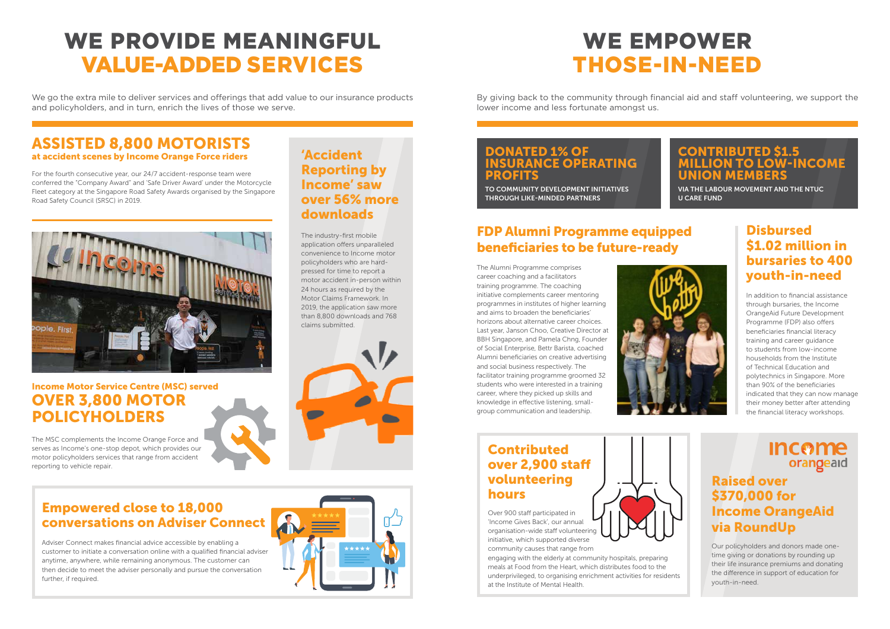# WE PROVIDE MEANINGFUL VALUE-ADDED SERVICES

We go the extra mile to deliver services and offerings that add value to our insurance products and policyholders, and in turn, enrich the lives of those we serve.

## ASSISTED 8,800 MOTORISTS at accident scenes by Income Orange Force riders

For the fourth consecutive year, our 24/7 accident-response team were conferred the "Company Award" and 'Safe Driver Award' under the Motorcycle Fleet category at the Singapore Road Safety Awards organised by the Singapore Road Safety Council (SRSC) in 2019.

## 'Accident Reporting by Income' saw over 56% more downloads

The industry-first mobile application offers unparalleled convenience to Income motor policyholders who are hard-pressed for time to report a motor accident in-person within 24 hours as required by the Motor Claims Framework. In 2019, the application saw more than 8,800 downloads and 768 claims submitted.

## Income Motor Service Centre (MSC) served OVER 3,800 MOTOR POLICYHOLDERS

The MSC complements the Income Orange Force and serves as Income's one-stop depot, which provides our motor policyholders services that range from accident reporting to vehicle repair.

## Empowered close to 18,000 conversations on Adviser Connect

Adviser Connect makes financial advice accessible by enabling a customer to initiate a conversation online with a qualified financial adviser anytime, anywhere, while remaining anonymous. The customer can then decide to meet the adviser personally and pursue the conversation further, if required.

# WE EMPOWER THOSE-IN-NEED

By giving back to the community through financial aid and staff volunteering, we support the lower income and less fortunate amongst us.

## DONATED 1% OF INSURANCE OPERATING PROFITS

TO COMMUNITY DEVELOPMENT INITIATIVES THROUGH LIKE-MINDED PARTNERS

## CONTRIBUTED $1.5 MILLION TO LOW-INCOME UNION MEMBERS

VIA THE LABOUR MOVEMENT AND THE NTUC U CARE FUND

## FDP Alumni Programme equipped beneficiaries to be future-ready

The Alumni Programme comprises career coaching and a facilitators training programme. The coaching initiative complements career mentoring programmes in institutes of higher learning and aims to broaden the beneficiaries' horizons about alternative career choices. Last year, Janson Choo, Creative Director at BBH Singapore, and Pamela Chng, Founder of Social Enterprise, Bettr Barista, coached Alumni beneficiaries on creative advertising and social business respectively. The facilitator training programme groomed 32 students who were interested in a training career, where they picked up skills and knowledge in effective listening, small-group communication and leadership.

## Disbursed $1.02 million in bursaries to 400 youth-in-need

In addition to financial assistance through bursaries, the Income OrangeAid Future Development Programme (FDP) also offers beneficiaries financial literacy training and career guidance to students from low-income households from the Institute of Technical Education and polytechnics in Singapore. More than 90% of the beneficiaries indicated that they can now manage their money better after attending the financial literacy workshops.

## Contributed over 2,900 staff volunteering hours

Over 900 staff participated in 'Income Gives Back', our annual organisation-wide staff volunteering initiative, which supported diverse community causes that range from engaging with the elderly at community hospitals, preparing meals at Food from the Heart, which distributes food to the underprivileged, to organising enrichment activities for residents at the Institute of Mental Health.

## Raised over $370,000 for Income OrangeAid via RoundUp

Our policyholders and donors made one-time giving or donations by rounding up their life insurance premiums and donating the difference in support of education for youth-in-need.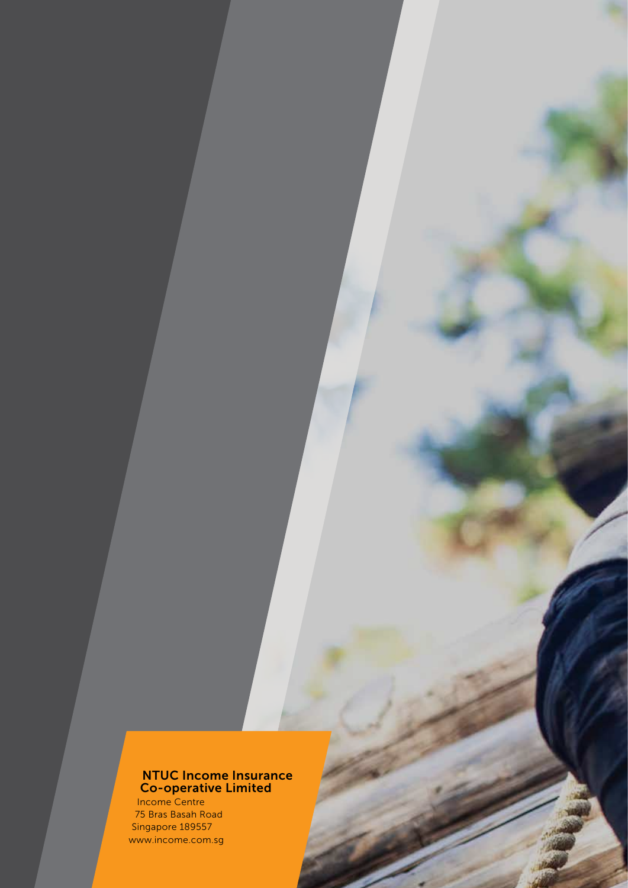**NTUC Income Insurance Co-operative Limited**

Income Centre
75 Bras Basah Road
Singapore 189557
www.income.com.sg